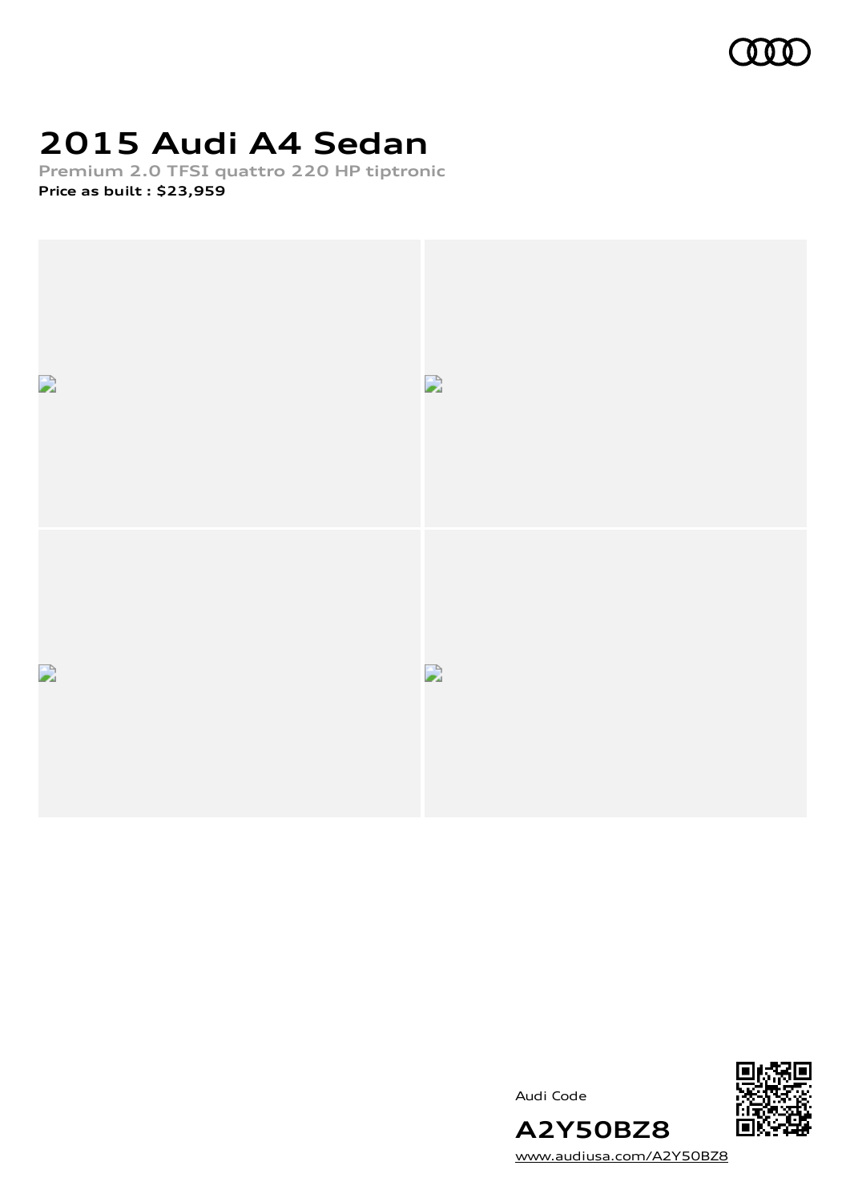# 2015 Audi A4 Sedan

**Premium 2.0 TFSI quattro 220 HP tiptronic**

**Price as built : $23,959**

Audi Code

**A2Y50BZ8**

www.audiusa.com/A2Y50BZ8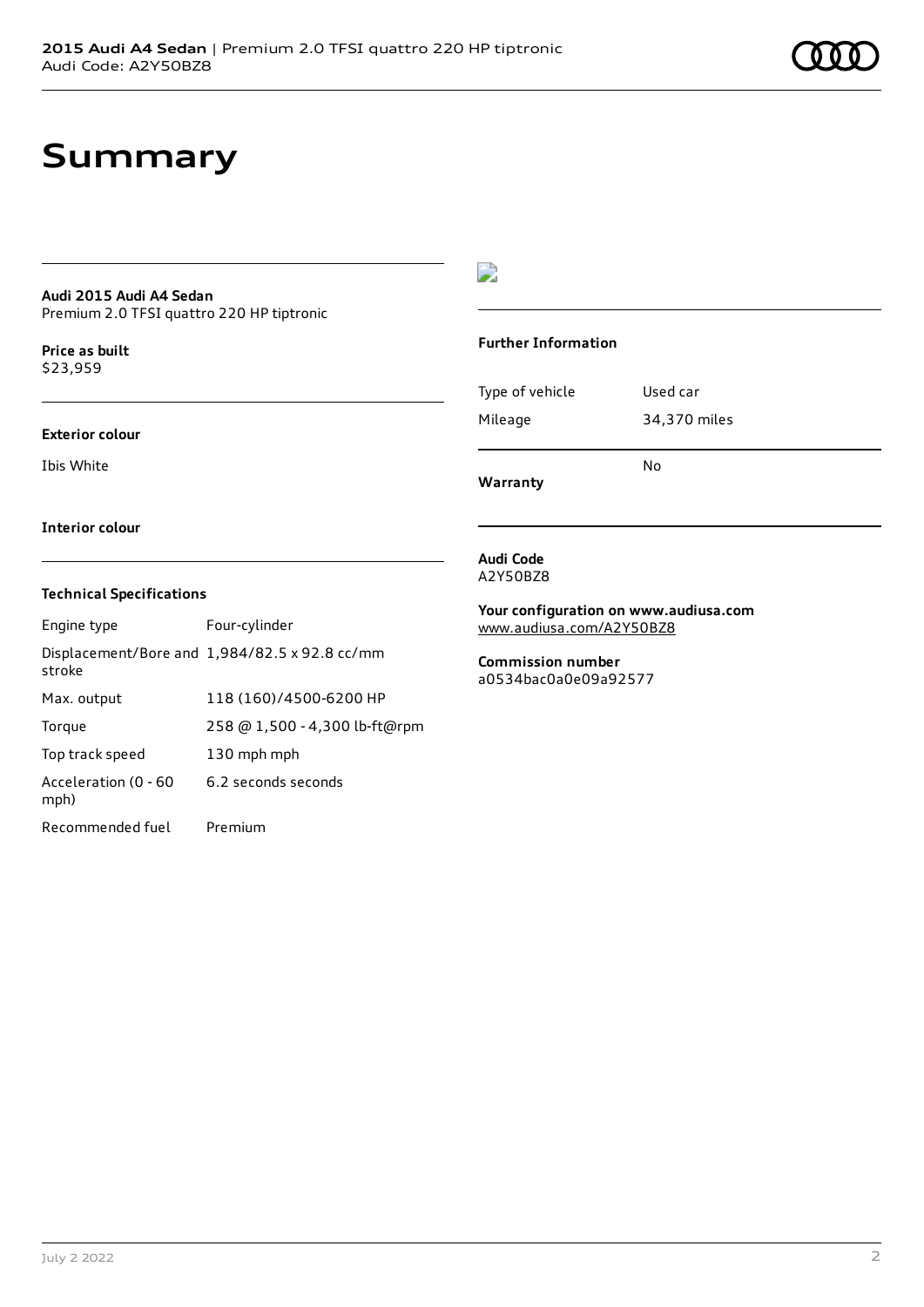# Summary

**Audi 2015 Audi A4 Sedan**
Premium 2.0 TFSI quattro 220 HP tiptronic

**Price as built**
$23,959

**Exterior colour**

Ibis White

**Interior colour**

### Technical Specifications

| | |
|---|---|
| Engine type | Four-cylinder |
| Displacement/Bore and stroke | 1,984/82.5 x 92.8 cc/mm |
| Max. output | 118 (160)/4500-6200 HP |
| Torque | 258 @ 1,500 - 4,300 lb-ft@rpm |
| Top track speed | 130 mph mph |
| Acceleration (0 - 60 mph) | 6.2 seconds seconds |
| Recommended fuel | Premium |

### Further Information

| | |
|---|---|
| Type of vehicle | Used car |
| Mileage | 34,370 miles |
| Warranty | No |

**Audi Code**
A2Y50BZ8

**Your configuration on www.audiusa.com**
www.audiusa.com/A2Y50BZ8

**Commission number**
a0534bac0a0e09a92577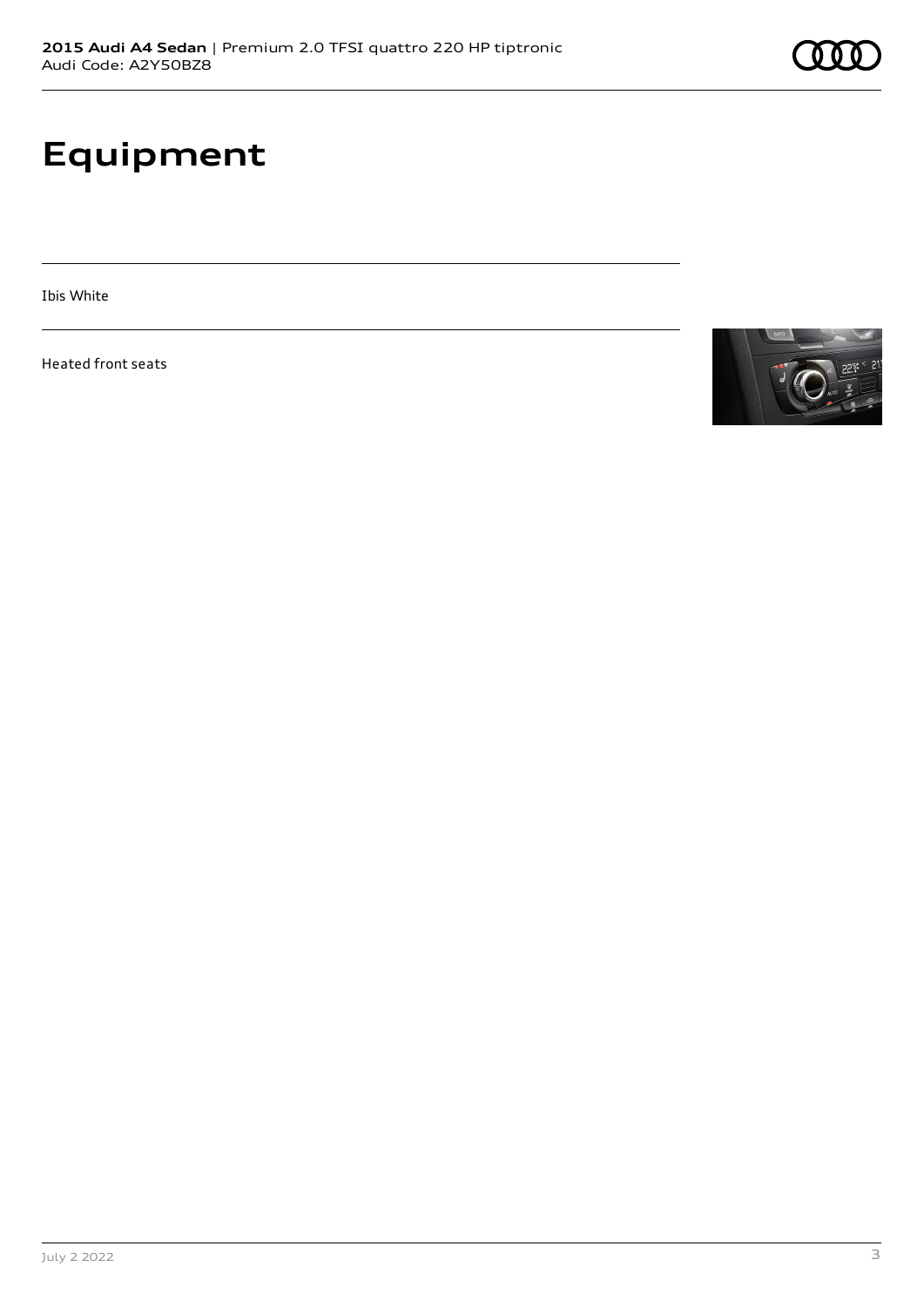# Equipment

Ibis White

Heated front seats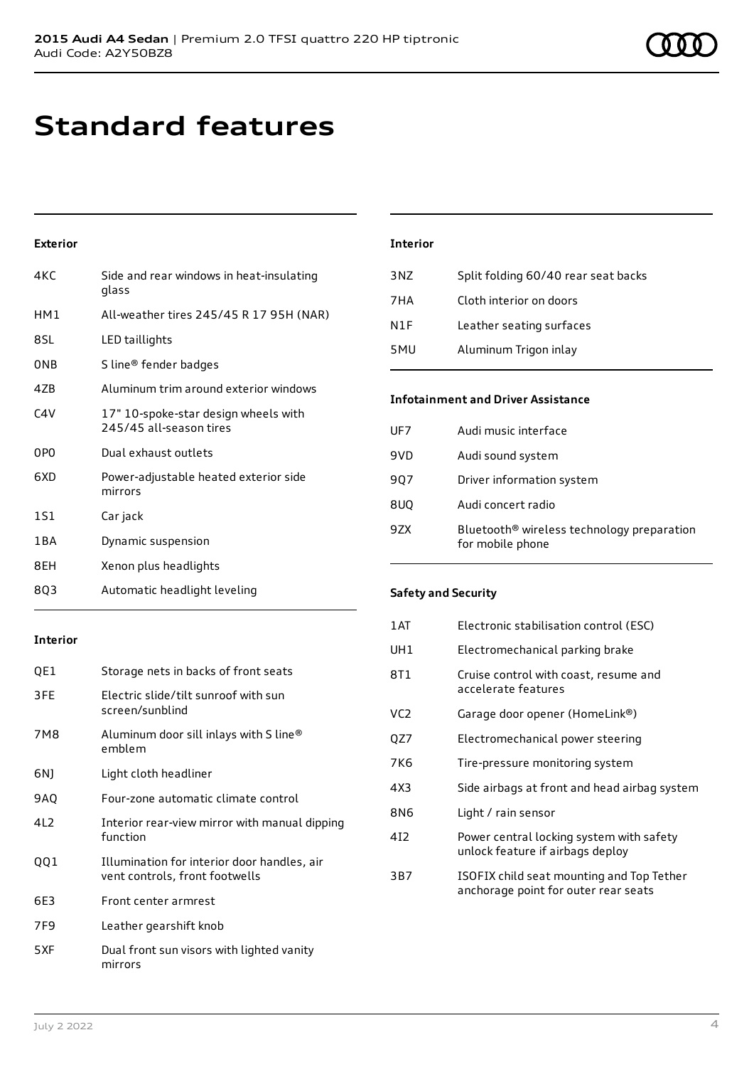# Standard features

### Exterior

| | |
|---|---|
| 4KC | Side and rear windows in heat-insulating glass |
| HM1 | All-weather tires 245/45 R 17 95H (NAR) |
| 8SL | LED taillights |
| 0NB | S line® fender badges |
| 4ZB | Aluminum trim around exterior windows |
| C4V | 17" 10-spoke-star design wheels with 245/45 all-season tires |
| 0P0 | Dual exhaust outlets |
| 6XD | Power-adjustable heated exterior side mirrors |
| 1S1 | Car jack |
| 1BA | Dynamic suspension |
| 8EH | Xenon plus headlights |
| 8Q3 | Automatic headlight leveling |

### Interior

| | |
|---|---|
| QE1 | Storage nets in backs of front seats |
| 3FE | Electric slide/tilt sunroof with sun screen/sunblind |
| 7M8 | Aluminum door sill inlays with S line® emblem |
| 6NJ | Light cloth headliner |
| 9AQ | Four-zone automatic climate control |
| 4L2 | Interior rear-view mirror with manual dipping function |
| QQ1 | Illumination for interior door handles, air vent controls, front footwells |
| 6E3 | Front center armrest |
| 7F9 | Leather gearshift knob |
| 5XF | Dual front sun visors with lighted vanity mirrors |

### Interior

| | |
|---|---|
| 3NZ | Split folding 60/40 rear seat backs |
| 7HA | Cloth interior on doors |
| N1F | Leather seating surfaces |
| 5MU | Aluminum Trigon inlay |

### Infotainment and Driver Assistance

| | |
|---|---|
| UF7 | Audi music interface |
| 9VD | Audi sound system |
| 9Q7 | Driver information system |
| 8UQ | Audi concert radio |
| 9ZX | Bluetooth® wireless technology preparation for mobile phone |

### Safety and Security

| | |
|---|---|
| 1AT | Electronic stabilisation control (ESC) |
| UH1 | Electromechanical parking brake |
| 8T1 | Cruise control with coast, resume and accelerate features |
| VC2 | Garage door opener (HomeLink®) |
| QZ7 | Electromechanical power steering |
| 7K6 | Tire-pressure monitoring system |
| 4X3 | Side airbags at front and head airbag system |
| 8N6 | Light / rain sensor |
| 4I2 | Power central locking system with safety unlock feature if airbags deploy |
| 3B7 | ISOFIX child seat mounting and Top Tether anchorage point for outer rear seats |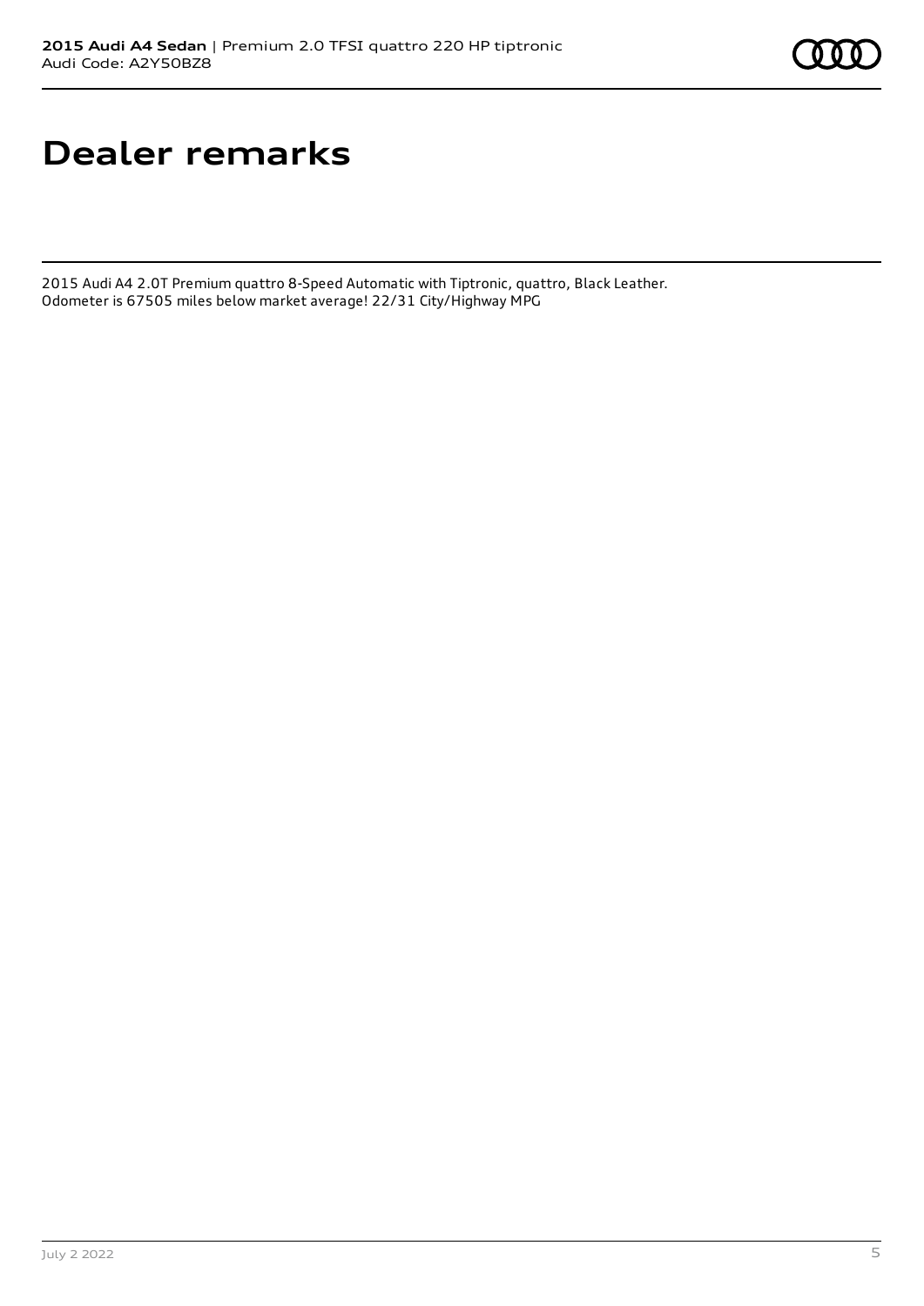# Dealer remarks

2015 Audi A4 2.0T Premium quattro 8-Speed Automatic with Tiptronic, quattro, Black Leather. Odometer is 67505 miles below market average! 22/31 City/Highway MPG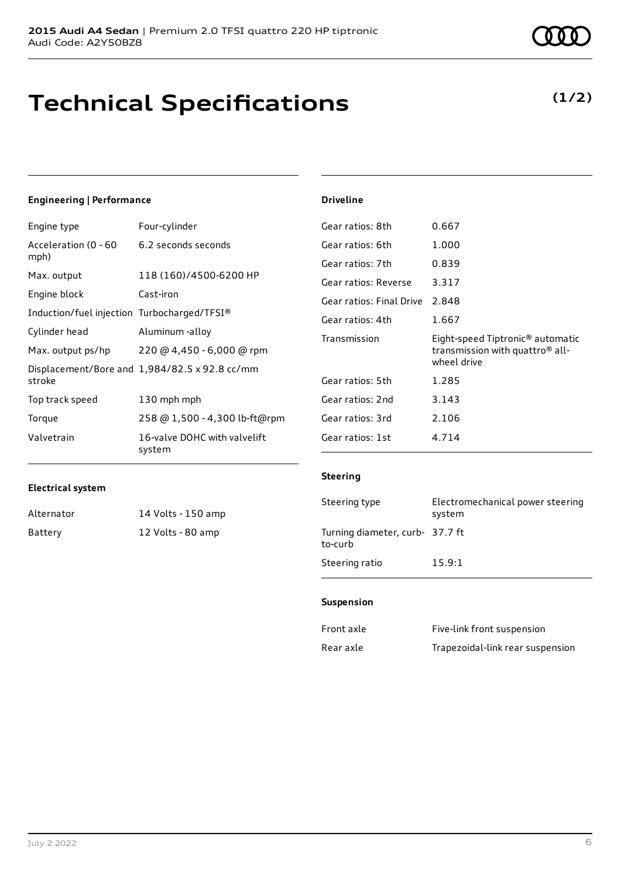**2015 Audi A4 Sedan** | Premium 2.0 TFSI quattro 220 HP tiptronic
Audi Code: A2Y50BZ8

# Technical Specifications

**(1/2)**

### Engineering | Performance

| | |
|---|---|
| Engine type | Four-cylinder |
| Acceleration (0 - 60 mph) | 6.2 seconds seconds |
| Max. output | 118 (160)/4500-6200 HP |
| Engine block | Cast-iron |
| Induction/fuel injection | Turbocharged/TFSI® |
| Cylinder head | Aluminum -alloy |
| Max. output ps/hp | 220 @ 4,450 - 6,000 @ rpm |
| Displacement/Bore and stroke | 1,984/82.5 x 92.8 cc/mm |
| Top track speed | 130 mph mph |
| Torque | 258 @ 1,500 - 4,300 lb-ft@rpm |
| Valvetrain | 16-valve DOHC with valvelift system |

### Electrical system

| | |
|---|---|
| Alternator | 14 Volts - 150 amp |
| Battery | 12 Volts - 80 amp |

### Driveline

| | |
|---|---|
| Gear ratios: 8th | 0.667 |
| Gear ratios: 6th | 1.000 |
| Gear ratios: 7th | 0.839 |
| Gear ratios: Reverse | 3.317 |
| Gear ratios: Final Drive | 2.848 |
| Gear ratios: 4th | 1.667 |
| Transmission | Eight-speed Tiptronic® automatic transmission with quattro® all-wheel drive |
| Gear ratios: 5th | 1.285 |
| Gear ratios: 2nd | 3.143 |
| Gear ratios: 3rd | 2.106 |
| Gear ratios: 1st | 4.714 |

### Steering

| | |
|---|---|
| Steering type | Electromechanical power steering system |
| Turning diameter, curb-to-curb | 37.7 ft |
| Steering ratio | 15.9:1 |

### Suspension

| | |
|---|---|
| Front axle | Five-link front suspension |
| Rear axle | Trapezoidal-link rear suspension |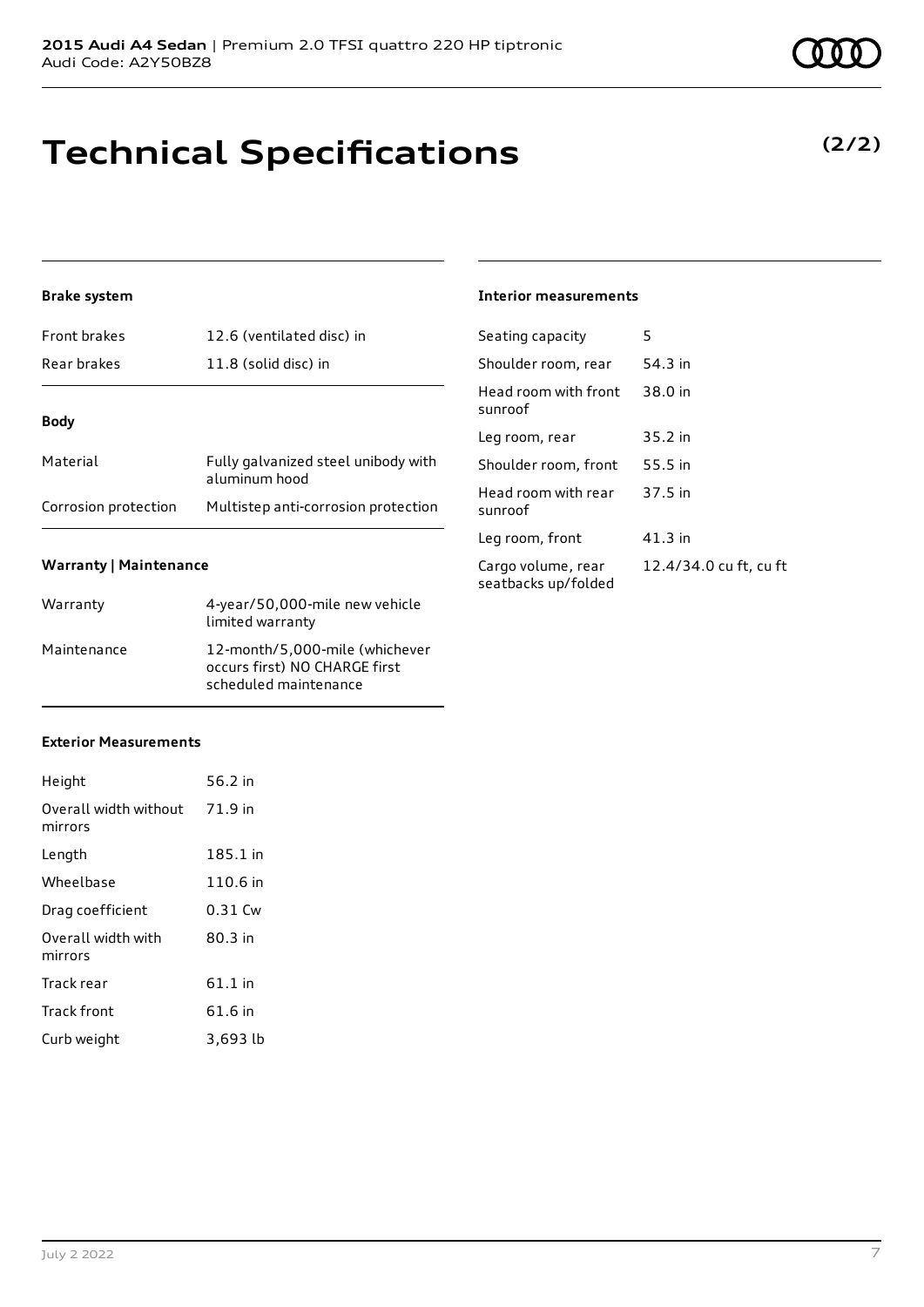# Technical Specifications

**(2/2)**

### Brake system

| | |
|---|---|
| Front brakes | 12.6 (ventilated disc) in |
| Rear brakes | 11.8 (solid disc) in |

### Body

| | |
|---|---|
| Material | Fully galvanized steel unibody with aluminum hood |
| Corrosion protection | Multistep anti-corrosion protection |

### Warranty | Maintenance

| | |
|---|---|
| Warranty | 4-year/50,000-mile new vehicle limited warranty |
| Maintenance | 12-month/5,000-mile (whichever occurs first) NO CHARGE first scheduled maintenance |

### Exterior Measurements

| | |
|---|---|
| Height | 56.2 in |
| Overall width without mirrors | 71.9 in |
| Length | 185.1 in |
| Wheelbase | 110.6 in |
| Drag coefficient | 0.31 Cw |
| Overall width with mirrors | 80.3 in |
| Track rear | 61.1 in |
| Track front | 61.6 in |
| Curb weight | 3,693 lb |

### Interior measurements

| | |
|---|---|
| Seating capacity | 5 |
| Shoulder room, rear | 54.3 in |
| Head room with front sunroof | 38.0 in |
| Leg room, rear | 35.2 in |
| Shoulder room, front | 55.5 in |
| Head room with rear sunroof | 37.5 in |
| Leg room, front | 41.3 in |
| Cargo volume, rear seatbacks up/folded | 12.4/34.0 cu ft, cu ft |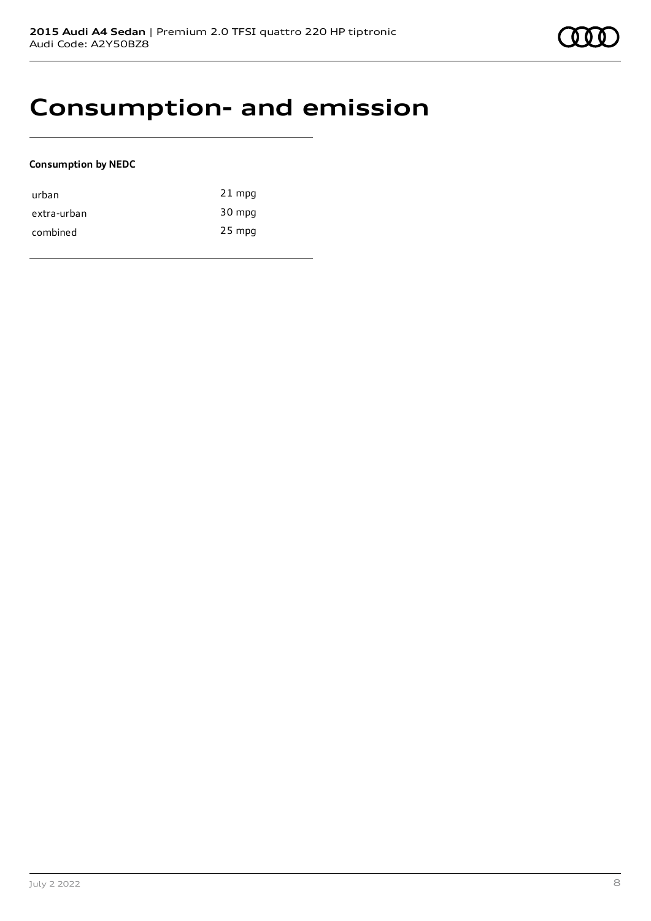# Consumption- and emission

**Consumption by NEDC**

| | |
|---|---|
| urban | 21 mpg |
| extra-urban | 30 mpg |
| combined | 25 mpg |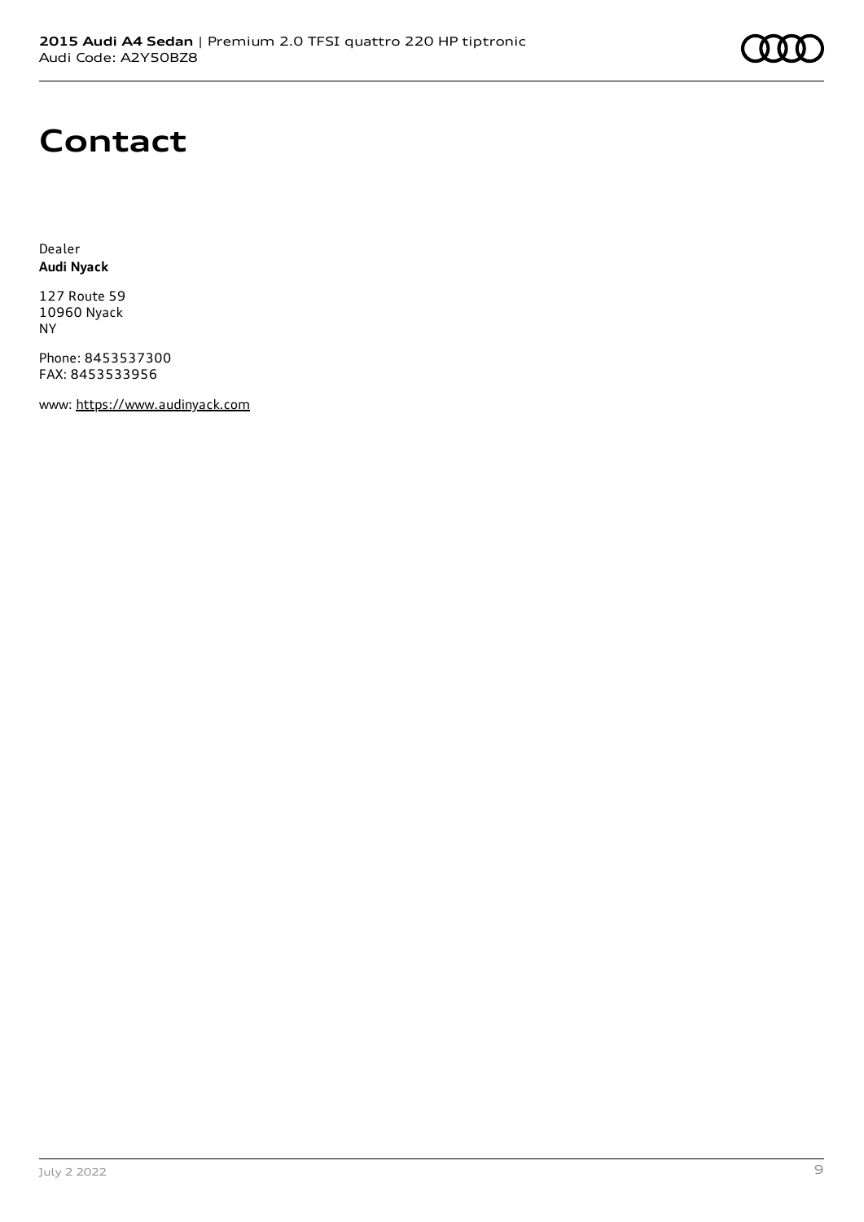# Contact

Dealer
**Audi Nyack**

127 Route 59
10960 Nyack
NY

Phone: 8453537300
FAX: 8453533956

www: https://www.audinyack.com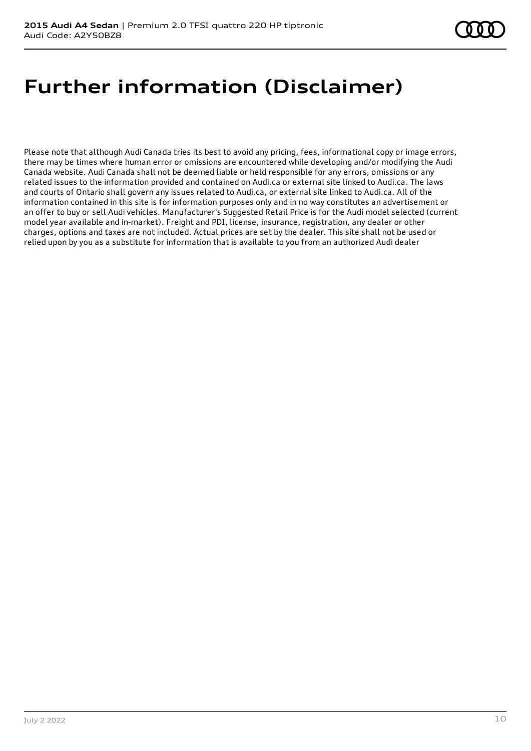# Further information (Disclaimer)

Please note that although Audi Canada tries its best to avoid any pricing, fees, informational copy or image errors, there may be times where human error or omissions are encountered while developing and/or modifying the Audi Canada website. Audi Canada shall not be deemed liable or held responsible for any errors, omissions or any related issues to the information provided and contained on Audi.ca or external site linked to Audi.ca. The laws and courts of Ontario shall govern any issues related to Audi.ca, or external site linked to Audi.ca. All of the information contained in this site is for information purposes only and in no way constitutes an advertisement or an offer to buy or sell Audi vehicles. Manufacturer's Suggested Retail Price is for the Audi model selected (current model year available and in-market). Freight and PDI, license, insurance, registration, any dealer or other charges, options and taxes are not included. Actual prices are set by the dealer. This site shall not be used or relied upon by you as a substitute for information that is available to you from an authorized Audi dealer